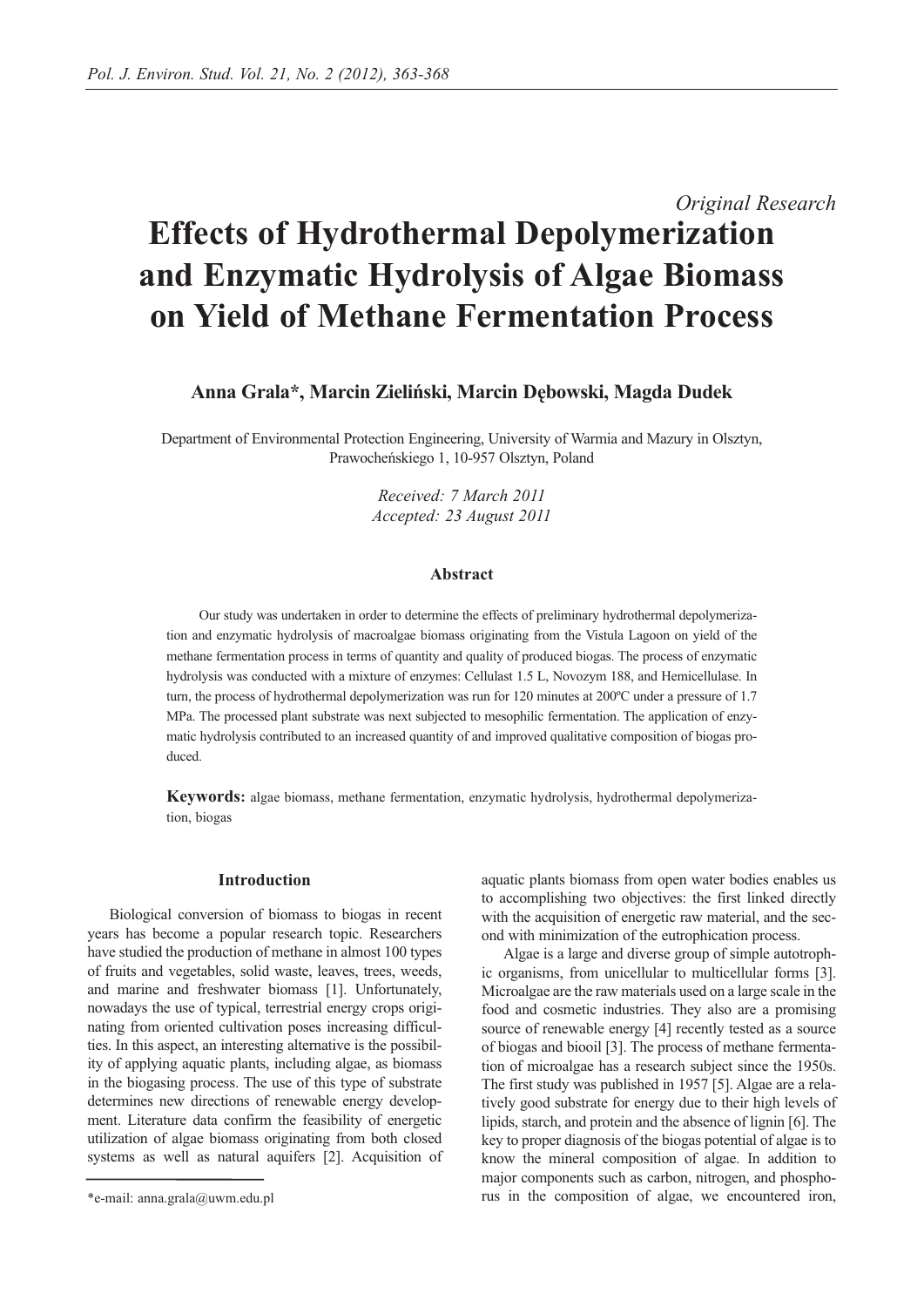*Original Research*

# Effects of Hydrothermal Depolymerization and Enzymatic Hydrolysis of Algae Biomass on Yield of Methane Fermentation Process

**Anna Grala\*, Marcin Zieliński, Marcin Dębowski, Magda Dudek**

Department of Environmental Protection Engineering, University of Warmia and Mazury in Olsztyn, Prawocheńskiego 1, 10-957 Olsztyn, Poland

*Received: 7 March 2011*
*Accepted: 23 August 2011*

### Abstract

Our study was undertaken in order to determine the effects of preliminary hydrothermal depolymerization and enzymatic hydrolysis of macroalgae biomass originating from the Vistula Lagoon on yield of the methane fermentation process in terms of quantity and quality of produced biogas. The process of enzymatic hydrolysis was conducted with a mixture of enzymes: Cellulast 1.5 L, Novozym 188, and Hemicellulase. In turn, the process of hydrothermal depolymerization was run for 120 minutes at 200ºC under a pressure of 1.7 MPa. The processed plant substrate was next subjected to mesophilic fermentation. The application of enzymatic hydrolysis contributed to an increased quantity of and improved qualitative composition of biogas produced.

**Keywords:** algae biomass, methane fermentation, enzymatic hydrolysis, hydrothermal depolymerization, biogas

### Introduction

Biological conversion of biomass to biogas in recent years has become a popular research topic. Researchers have studied the production of methane in almost 100 types of fruits and vegetables, solid waste, leaves, trees, weeds, and marine and freshwater biomass [1]. Unfortunately, nowadays the use of typical, terrestrial energy crops originating from oriented cultivation poses increasing difficulties. In this aspect, an interesting alternative is the possibility of applying aquatic plants, including algae, as biomass in the biogasing process. The use of this type of substrate determines new directions of renewable energy development. Literature data confirm the feasibility of energetic utilization of algae biomass originating from both closed systems as well as natural aquifers [2]. Acquisition of aquatic plants biomass from open water bodies enables us to accomplishing two objectives: the first linked directly with the acquisition of energetic raw material, and the second with minimization of the eutrophication process.

Algae is a large and diverse group of simple autotrophic organisms, from unicellular to multicellular forms [3]. Microalgae are the raw materials used on a large scale in the food and cosmetic industries. They also are a promising source of renewable energy [4] recently tested as a source of biogas and biooil [3]. The process of methane fermentation of microalgae has a research subject since the 1950s. The first study was published in 1957 [5]. Algae are a relatively good substrate for energy due to their high levels of lipids, starch, and protein and the absence of lignin [6]. The key to proper diagnosis of the biogas potential of algae is to know the mineral composition of algae. In addition to major components such as carbon, nitrogen, and phosphorus in the composition of algae, we encountered iron,

\*e-mail: anna.grala@uwm.edu.pl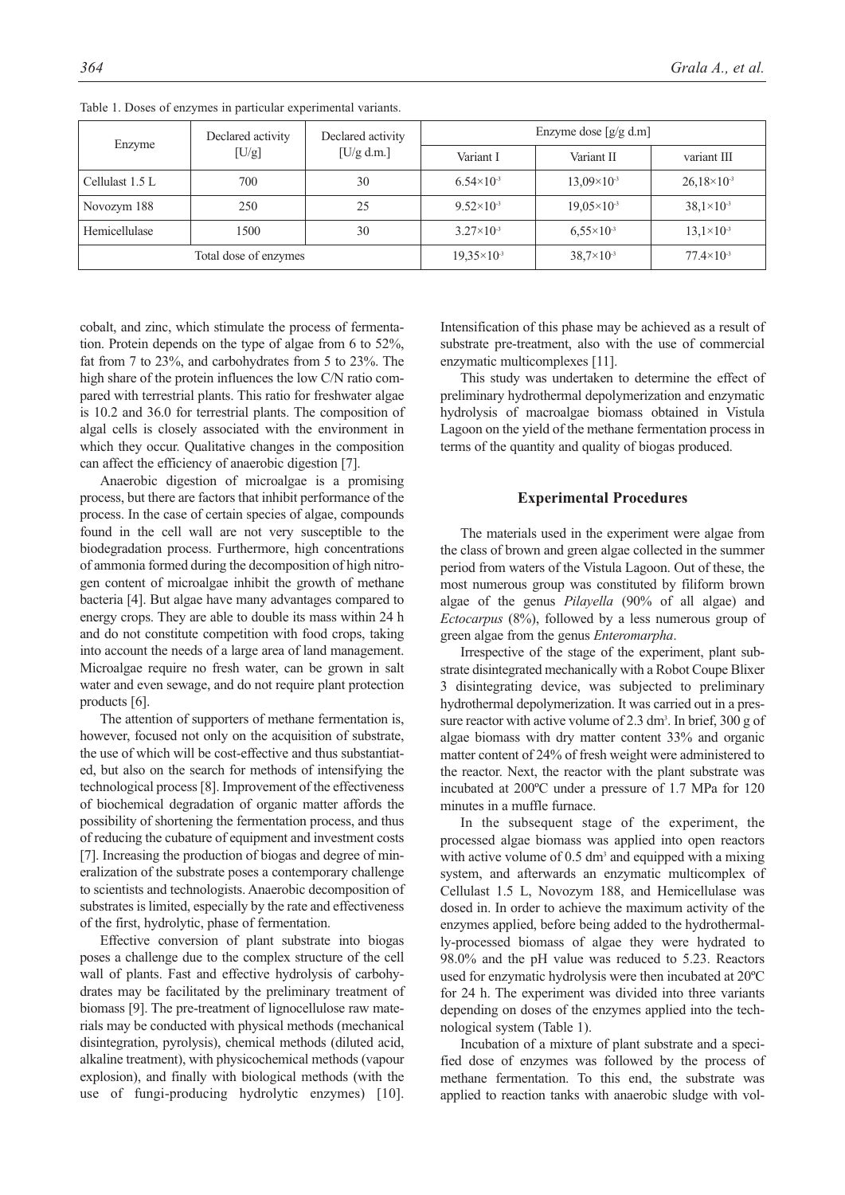Table 1. Doses of enzymes in particular experimental variants.

| Enzyme | Declared activity [U/g] | Declared activity [U/g d.m.] | Enzyme dose [g/g d.m] | | |
|---|---|---|---|---|---|
| | | | Variant I | Variant II | variant III |
| Cellulast 1.5 L | 700 | 30 | $6.54\times10^{-3}$ | $13{,}09\times10^{-3}$ | $26{,}18\times10^{-3}$ |
| Novozym 188 | 250 | 25 | $9.52\times10^{-3}$ | $19{,}05\times10^{-3}$ | $38{,}1\times10^{-3}$ |
| Hemicellulase | 1500 | 30 | $3.27\times10^{-3}$ | $6{,}55\times10^{-3}$ | $13{,}1\times10^{-3}$ |
| Total dose of enzymes | | | $19{,}35\times10^{-3}$ | $38{,}7\times10^{-3}$ | $77.4\times10^{-3}$ |

cobalt, and zinc, which stimulate the process of fermentation. Protein depends on the type of algae from 6 to 52%, fat from 7 to 23%, and carbohydrates from 5 to 23%. The high share of the protein influences the low C/N ratio compared with terrestrial plants. This ratio for freshwater algae is 10.2 and 36.0 for terrestrial plants. The composition of algal cells is closely associated with the environment in which they occur. Qualitative changes in the composition can affect the efficiency of anaerobic digestion [7].

Anaerobic digestion of microalgae is a promising process, but there are factors that inhibit performance of the process. In the case of certain species of algae, compounds found in the cell wall are not very susceptible to the biodegradation process. Furthermore, high concentrations of ammonia formed during the decomposition of high nitrogen content of microalgae inhibit the growth of methane bacteria [4]. But algae have many advantages compared to energy crops. They are able to double its mass within 24 h and do not constitute competition with food crops, taking into account the needs of a large area of land management. Microalgae require no fresh water, can be grown in salt water and even sewage, and do not require plant protection products [6].

The attention of supporters of methane fermentation is, however, focused not only on the acquisition of substrate, the use of which will be cost-effective and thus substantiated, but also on the search for methods of intensifying the technological process [8]. Improvement of the effectiveness of biochemical degradation of organic matter affords the possibility of shortening the fermentation process, and thus of reducing the cubature of equipment and investment costs [7]. Increasing the production of biogas and degree of mineralization of the substrate poses a contemporary challenge to scientists and technologists. Anaerobic decomposition of substrates is limited, especially by the rate and effectiveness of the first, hydrolytic, phase of fermentation.

Effective conversion of plant substrate into biogas poses a challenge due to the complex structure of the cell wall of plants. Fast and effective hydrolysis of carbohydrates may be facilitated by the preliminary treatment of biomass [9]. The pre-treatment of lignocellulose raw materials may be conducted with physical methods (mechanical disintegration, pyrolysis), chemical methods (diluted acid, alkaline treatment), with physicochemical methods (vapour explosion), and finally with biological methods (with the use of fungi-producing hydrolytic enzymes) [10]. Intensification of this phase may be achieved as a result of substrate pre-treatment, also with the use of commercial enzymatic multicomplexes [11].

This study was undertaken to determine the effect of preliminary hydrothermal depolymerization and enzymatic hydrolysis of macroalgae biomass obtained in Vistula Lagoon on the yield of the methane fermentation process in terms of the quantity and quality of biogas produced.

## Experimental Procedures

The materials used in the experiment were algae from the class of brown and green algae collected in the summer period from waters of the Vistula Lagoon. Out of these, the most numerous group was constituted by filiform brown algae of the genus *Pilayella* (90% of all algae) and *Ectocarpus* (8%), followed by a less numerous group of green algae from the genus *Enteromarpha*.

Irrespective of the stage of the experiment, plant substrate disintegrated mechanically with a Robot Coupe Blixer 3 disintegrating device, was subjected to preliminary hydrothermal depolymerization. It was carried out in a pressure reactor with active volume of 2.3 $dm^3$. In brief, 300 g of algae biomass with dry matter content 33% and organic matter content of 24% of fresh weight were administered to the reactor. Next, the reactor with the plant substrate was incubated at 200ºC under a pressure of 1.7 MPa for 120 minutes in a muffle furnace.

In the subsequent stage of the experiment, the processed algae biomass was applied into open reactors with active volume of 0.5 $dm^3$ and equipped with a mixing system, and afterwards an enzymatic multicomplex of Cellulast 1.5 L, Novozym 188, and Hemicellulase was dosed in. In order to achieve the maximum activity of the enzymes applied, before being added to the hydrothermally-processed biomass of algae they were hydrated to 98.0% and the pH value was reduced to 5.23. Reactors used for enzymatic hydrolysis were then incubated at 20ºC for 24 h. The experiment was divided into three variants depending on doses of the enzymes applied into the technological system (Table 1).

Incubation of a mixture of plant substrate and a specified dose of enzymes was followed by the process of methane fermentation. To this end, the substrate was applied to reaction tanks with anaerobic sludge with vol-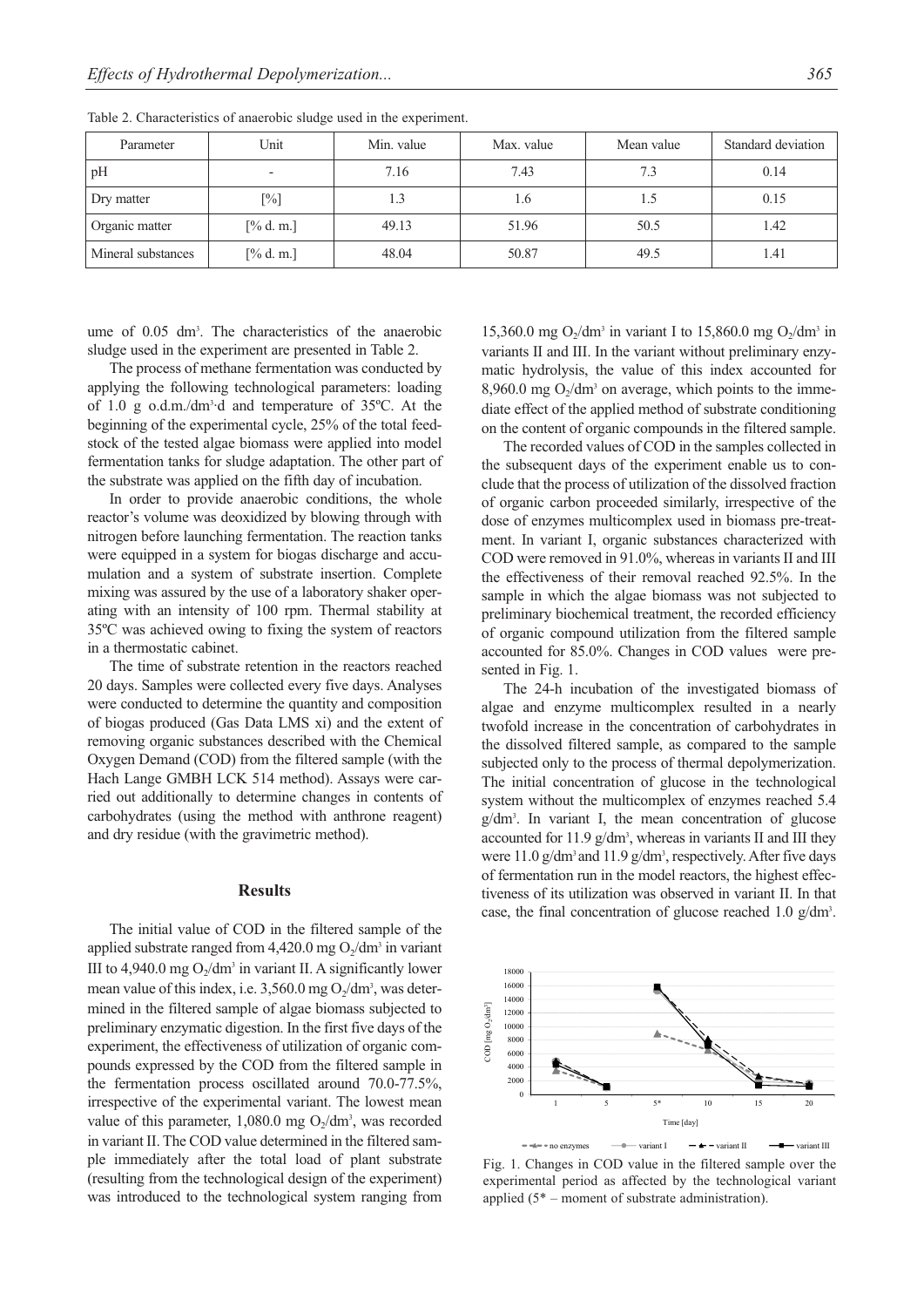Table 2. Characteristics of anaerobic sludge used in the experiment.

| Parameter | Unit | Min. value | Max. value | Mean value | Standard deviation |
|---|---|---|---|---|---|
| pH | - | 7.16 | 7.43 | 7.3 | 0.14 |
| Dry matter | [%] | 1.3 | 1.6 | 1.5 | 0.15 |
| Organic matter | [% d. m.] | 49.13 | 51.96 | 50.5 | 1.42 |
| Mineral substances | [% d. m.] | 48.04 | 50.87 | 49.5 | 1.41 |

ume of 0.05 $dm^3$. The characteristics of the anaerobic sludge used in the experiment are presented in Table 2.

The process of methane fermentation was conducted by applying the following technological parameters: loading of 1.0 g o.d.m./$dm^3$·d and temperature of 35ºC. At the beginning of the experimental cycle, 25% of the total feedstock of the tested algae biomass were applied into model fermentation tanks for sludge adaptation. The other part of the substrate was applied on the fifth day of incubation.

In order to provide anaerobic conditions, the whole reactor's volume was deoxidized by blowing through with nitrogen before launching fermentation. The reaction tanks were equipped in a system for biogas discharge and accumulation and a system of substrate insertion. Complete mixing was assured by the use of a laboratory shaker operating with an intensity of 100 rpm. Thermal stability at 35ºC was achieved owing to fixing the system of reactors in a thermostatic cabinet.

The time of substrate retention in the reactors reached 20 days. Samples were collected every five days. Analyses were conducted to determine the quantity and composition of biogas produced (Gas Data LMS xi) and the extent of removing organic substances described with the Chemical Oxygen Demand (COD) from the filtered sample (with the Hach Lange GMBH LCK 514 method). Assays were carried out additionally to determine changes in contents of carbohydrates (using the method with anthrone reagent) and dry residue (with the gravimetric method).

## Results

The initial value of COD in the filtered sample of the applied substrate ranged from 4,420.0 mg $O_2$/$dm^3$ in variant III to 4,940.0 mg $O_2$/$dm^3$ in variant II. A significantly lower mean value of this index, i.e. 3,560.0 mg $O_2$/$dm^3$, was determined in the filtered sample of algae biomass subjected to preliminary enzymatic digestion. In the first five days of the experiment, the effectiveness of utilization of organic compounds expressed by the COD from the filtered sample in the fermentation process oscillated around 70.0-77.5%, irrespective of the experimental variant. The lowest mean value of this parameter, 1,080.0 mg $O_2$/$dm^3$, was recorded in variant II. The COD value determined in the filtered sample immediately after the total load of plant substrate (resulting from the technological design of the experiment) was introduced to the technological system ranging from 15,360.0 mg $O_2$/$dm^3$ in variant I to 15,860.0 mg $O_2$/$dm^3$ in variants II and III. In the variant without preliminary enzymatic hydrolysis, the value of this index accounted for 8,960.0 mg $O_2$/$dm^3$ on average, which points to the immediate effect of the applied method of substrate conditioning on the content of organic compounds in the filtered sample.

The recorded values of COD in the samples collected in the subsequent days of the experiment enable us to conclude that the process of utilization of the dissolved fraction of organic carbon proceeded similarly, irrespective of the dose of enzymes multicomplex used in biomass pre-treatment. In variant I, organic substances characterized with COD were removed in 91.0%, whereas in variants II and III the effectiveness of their removal reached 92.5%. In the sample in which the algae biomass was not subjected to preliminary biochemical treatment, the recorded efficiency of organic compound utilization from the filtered sample accounted for 85.0%. Changes in COD values were presented in Fig. 1.

The 24-h incubation of the investigated biomass of algae and enzyme multicomplex resulted in a nearly twofold increase in the concentration of carbohydrates in the dissolved filtered sample, as compared to the sample subjected only to the process of thermal depolymerization. The initial concentration of glucose in the technological system without the multicomplex of enzymes reached 5.4 g/$dm^3$. In variant I, the mean concentration of glucose accounted for 11.9 g/$dm^3$, whereas in variants II and III they were 11.0 g/$dm^3$ and 11.9 g/$dm^3$, respectively. After five days of fermentation run in the model reactors, the highest effectiveness of its utilization was observed in variant II. In that case, the final concentration of glucose reached 1.0 g/$dm^3$.

Fig. 1. Changes in COD value in the filtered sample over the experimental period as affected by the technological variant applied (5* – moment of substrate administration).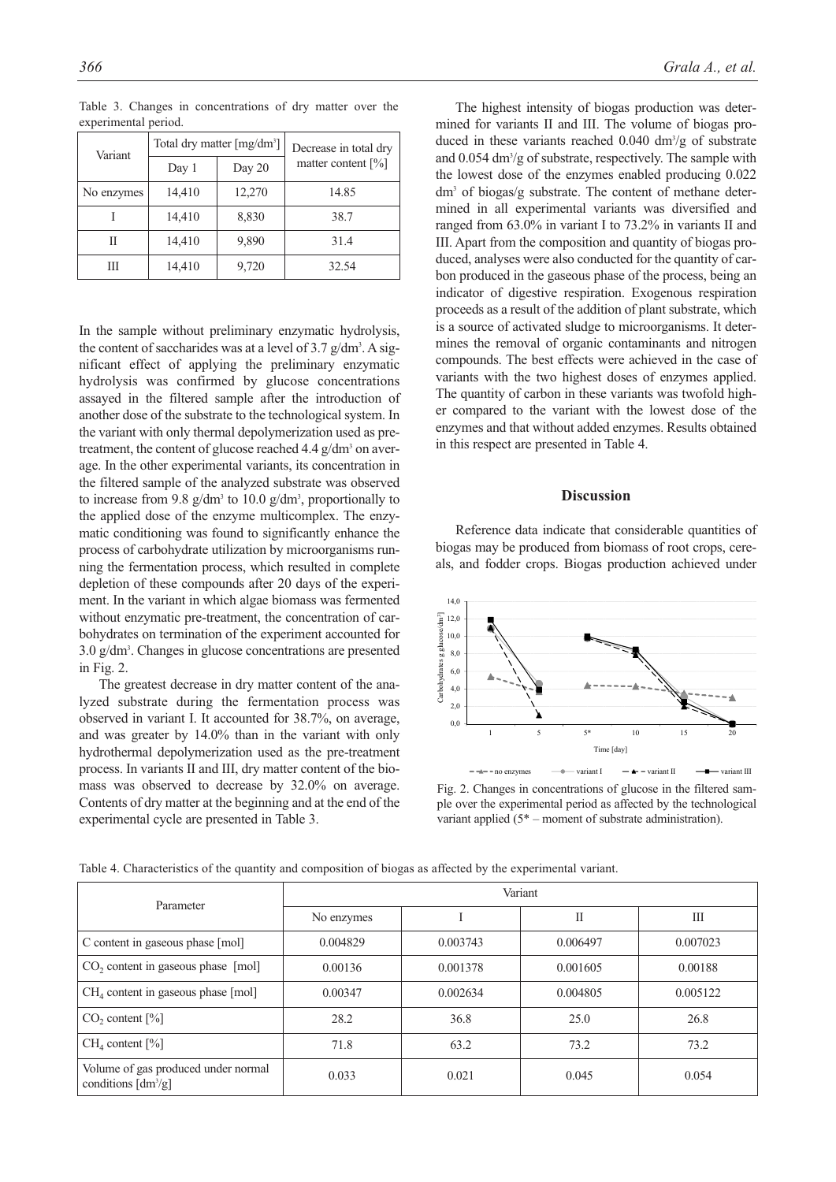Table 3. Changes in concentrations of dry matter over the experimental period.

| Variant | Total dry matter [mg/dm$^3$] | | Decrease in total dry matter content [%] |
|---|---|---|---|
| | Day 1 | Day 20 | |
| No enzymes | 14,410 | 12,270 | 14.85 |
| I | 14,410 | 8,830 | 38.7 |
| II | 14,410 | 9,890 | 31.4 |
| III | 14,410 | 9,720 | 32.54 |

In the sample without preliminary enzymatic hydrolysis, the content of saccharides was at a level of 3.7 g/dm$^3$. A significant effect of applying the preliminary enzymatic hydrolysis was confirmed by glucose concentrations assayed in the filtered sample after the introduction of another dose of the substrate to the technological system. In the variant with only thermal depolymerization used as pretreatment, the content of glucose reached 4.4 g/dm$^3$ on average. In the other experimental variants, its concentration in the filtered sample of the analyzed substrate was observed to increase from 9.8 g/dm$^3$ to 10.0 g/dm$^3$, proportionally to the applied dose of the enzyme multicomplex. The enzymatic conditioning was found to significantly enhance the process of carbohydrate utilization by microorganisms running the fermentation process, which resulted in complete depletion of these compounds after 20 days of the experiment. In the variant in which algae biomass was fermented without enzymatic pre-treatment, the concentration of carbohydrates on termination of the experiment accounted for 3.0 g/dm$^3$. Changes in glucose concentrations are presented in Fig. 2.

The greatest decrease in dry matter content of the analyzed substrate during the fermentation process was observed in variant I. It accounted for 38.7%, on average, and was greater by 14.0% than in the variant with only hydrothermal depolymerization used as the pre-treatment process. In variants II and III, dry matter content of the biomass was observed to decrease by 32.0% on average. Contents of dry matter at the beginning and at the end of the experimental cycle are presented in Table 3.

The highest intensity of biogas production was determined for variants II and III. The volume of biogas produced in these variants reached 0.040 dm$^3$/g of substrate and 0.054 dm$^3$/g of substrate, respectively. The sample with the lowest dose of the enzymes enabled producing 0.022 dm$^3$ of biogas/g substrate. The content of methane determined in all experimental variants was diversified and ranged from 63.0% in variant I to 73.2% in variants II and III. Apart from the composition and quantity of biogas produced, analyses were also conducted for the quantity of carbon produced in the gaseous phase of the process, being an indicator of digestive respiration. Exogenous respiration proceeds as a result of the addition of plant substrate, which is a source of activated sludge to microorganisms. It determines the removal of organic contaminants and nitrogen compounds. The best effects were achieved in the case of variants with the two highest doses of enzymes applied. The quantity of carbon in these variants was twofold higher compared to the variant with the lowest dose of the enzymes and that without added enzymes. Results obtained in this respect are presented in Table 4.

## Discussion

Reference data indicate that considerable quantities of biogas may be produced from biomass of root crops, cereals, and fodder crops. Biogas production achieved under

Fig. 2. Changes in concentrations of glucose in the filtered sample over the experimental period as affected by the technological variant applied (5* – moment of substrate administration).

Table 4. Characteristics of the quantity and composition of biogas as affected by the experimental variant.

| Parameter | Variant | | | |
|---|---|---|---|---|
| | No enzymes | I | II | III |
| C content in gaseous phase [mol] | 0.004829 | 0.003743 | 0.006497 | 0.007023 |
| $CO_2$ content in gaseous phase [mol] | 0.00136 | 0.001378 | 0.001605 | 0.00188 |
| $CH_4$ content in gaseous phase [mol] | 0.00347 | 0.002634 | 0.004805 | 0.005122 |
| $CO_2$ content [%] | 28.2 | 36.8 | 25.0 | 26.8 |
| $CH_4$ content [%] | 71.8 | 63.2 | 73.2 | 73.2 |
| Volume of gas produced under normal conditions [dm$^3$/g] | 0.033 | 0.021 | 0.045 | 0.054 |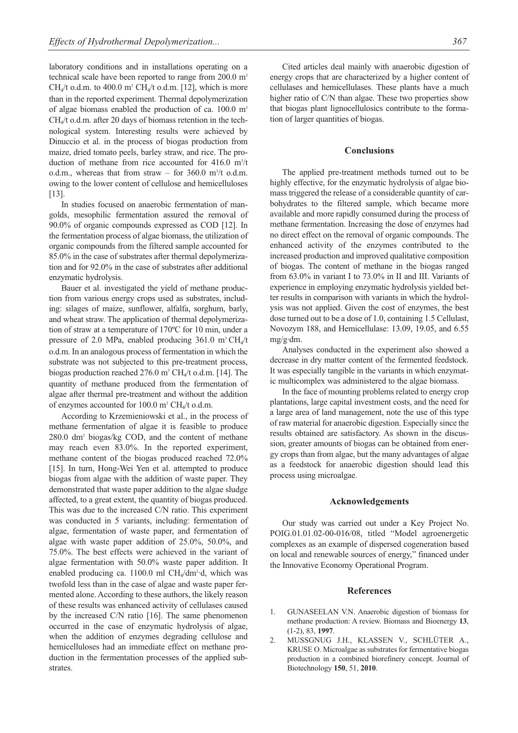laboratory conditions and in installations operating on a technical scale have been reported to range from 200.0 $m^3$ $CH_4$/t o.d.m. to 400.0 $m^3$ $CH_4$/t o.d.m. [12], which is more than in the reported experiment. Thermal depolymerization of algae biomass enabled the production of ca. 100.0 $m^3$ $CH_4$/t o.d.m. after 20 days of biomass retention in the technological system. Interesting results were achieved by Dinuccio et al. in the process of biogas production from maize, dried tomato peels, barley straw, and rice. The production of methane from rice accounted for 416.0 $m^3$/t o.d.m., whereas that from straw – for 360.0 $m^3$/t o.d.m. owing to the lower content of cellulose and hemicelluloses [13].

In studies focused on anaerobic fermentation of mangolds, mesophilic fermentation assured the removal of 90.0% of organic compounds expressed as COD [12]. In the fermentation process of algae biomass, the utilization of organic compounds from the filtered sample accounted for 85.0% in the case of substrates after thermal depolymerization and for 92.0% in the case of substrates after additional enzymatic hydrolysis.

Bauer et al. investigated the yield of methane production from various energy crops used as substrates, including: silages of maize, sunflower, alfalfa, sorghum, barly, and wheat straw. The application of thermal depolymerization of straw at a temperature of 170ºC for 10 min, under a pressure of 2.0 MPa, enabled producing 361.0 $m^3$ $CH_4$/t o.d.m. In an analogous process of fermentation in which the substrate was not subjected to this pre-treatment process, biogas production reached 276.0 $m^3$ $CH_4$/t o.d.m. [14]. The quantity of methane produced from the fermentation of algae after thermal pre-treatment and without the addition of enzymes accounted for 100.0 $m^3$ $CH_4$/t o.d.m.

According to Krzemieniowski et al., in the process of methane fermentation of algae it is feasible to produce 280.0 $dm^3$ biogas/kg COD, and the content of methane may reach even 83.0%. In the reported experiment, methane content of the biogas produced reached 72.0% [15]. In turn, Hong-Wei Yen et al. attempted to produce biogas from algae with the addition of waste paper. They demonstrated that waste paper addition to the algae sludge affected, to a great extent, the quantity of biogas produced. This was due to the increased C/N ratio. This experiment was conducted in 5 variants, including: fermentation of algae, fermentation of waste paper, and fermentation of algae with waste paper addition of 25.0%, 50.0%, and 75.0%. The best effects were achieved in the variant of algae fermentation with 50.0% waste paper addition. It enabled producing ca. 1100.0 ml $CH_4/dm^3 \cdot d$, which was twofold less than in the case of algae and waste paper fermented alone. According to these authors, the likely reason of these results was enhanced activity of cellulases caused by the increased C/N ratio [16]. The same phenomenon occurred in the case of enzymatic hydrolysis of algae, when the addition of enzymes degrading cellulose and hemicelluloses had an immediate effect on methane production in the fermentation processes of the applied substrates.

Cited articles deal mainly with anaerobic digestion of energy crops that are characterized by a higher content of cellulases and hemicellulases. These plants have a much higher ratio of C/N than algae. These two properties show that biogas plant lignocellulosics contribute to the formation of larger quantities of biogas.

## Conclusions

The applied pre-treatment methods turned out to be highly effective, for the enzymatic hydrolysis of algae biomass triggered the release of a considerable quantity of carbohydrates to the filtered sample, which became more available and more rapidly consumed during the process of methane fermentation. Increasing the dose of enzymes had no direct effect on the removal of organic compounds. The enhanced activity of the enzymes contributed to the increased production and improved qualitative composition of biogas. The content of methane in the biogas ranged from 63.0% in variant I to 73.0% in II and III. Variants of experience in employing enzymatic hydrolysis yielded better results in comparison with variants in which the hydrolysis was not applied. Given the cost of enzymes, the best dose turned out to be a dose of 1.0, containing 1.5 Cellulast, Novozym 188, and Hemicellulase: 13.09, 19.05, and 6.55 mg/g·dm.

Analyses conducted in the experiment also showed a decrease in dry matter content of the fermented feedstock. It was especially tangible in the variants in which enzymatic multicomplex was administered to the algae biomass.

In the face of mounting problems related to energy crop plantations, large capital investment costs, and the need for a large area of land management, note the use of this type of raw material for anaerobic digestion. Especially since the results obtained are satisfactory. As shown in the discussion, greater amounts of biogas can be obtained from energy crops than from algae, but the many advantages of algae as a feedstock for anaerobic digestion should lead this process using microalgae.

## Acknowledgements

Our study was carried out under a Key Project No. POIG.01.01.02-00-016/08, titled "Model agroenergetic complexes as an example of dispersed cogeneration based on local and renewable sources of energy," financed under the Innovative Economy Operational Program.

## References

1. GUNASEELAN V.N. Anaerobic digestion of biomass for methane production: A review. Biomass and Bioenergy **13**, (1-2), 83, **1997**.
2. MUSSGNUG J.H., KLASSEN V., SCHLÜTER A., KRUSE O. Microalgae as substrates for fermentative biogas production in a combined biorefinery concept. Journal of Biotechnology **150**, 51, **2010**.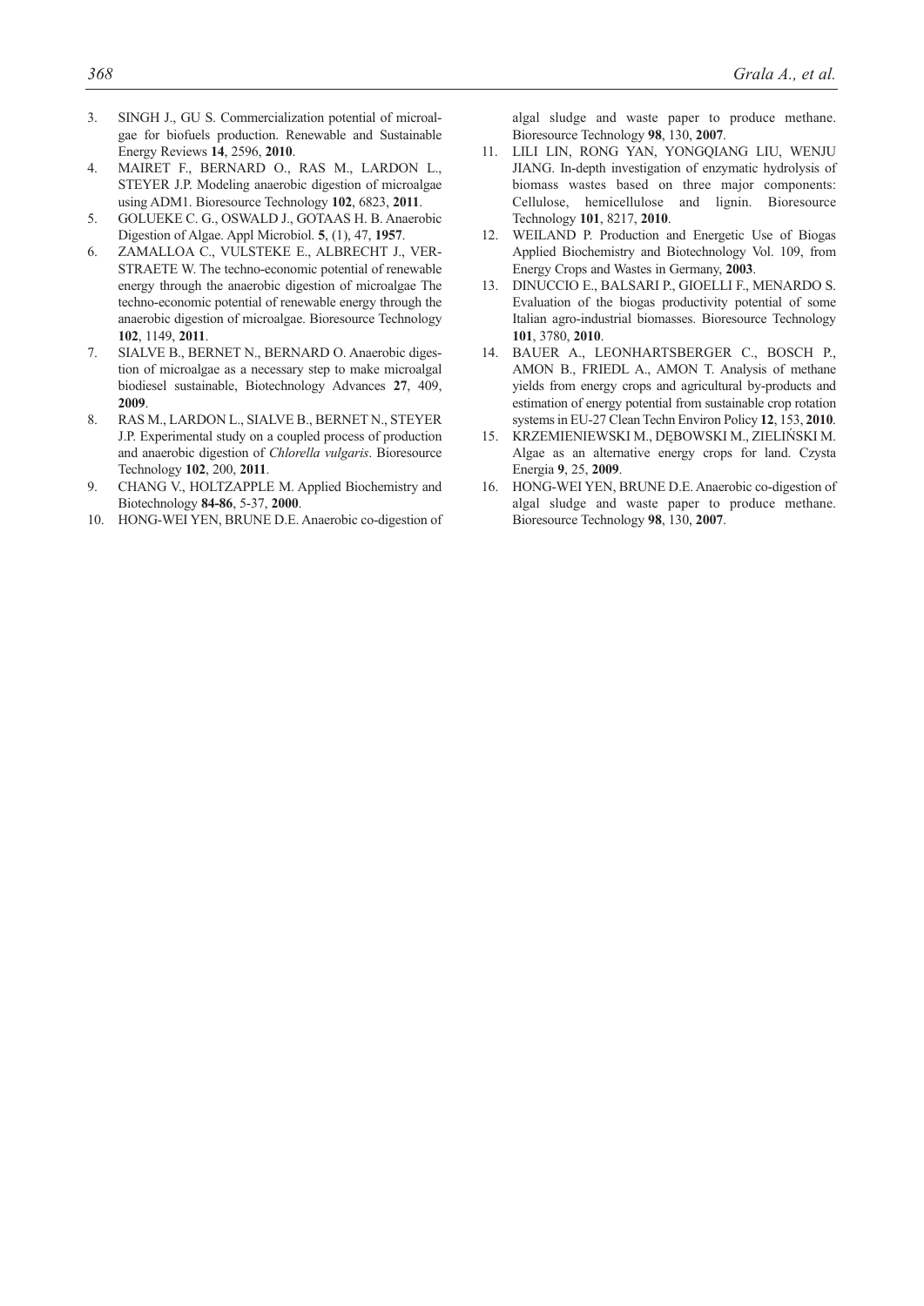3. SINGH J., GU S. Commercialization potential of microalgae for biofuels production. Renewable and Sustainable Energy Reviews **14**, 2596, **2010**.
4. MAIRET F., BERNARD O., RAS M., LARDON L., STEYER J.P. Modeling anaerobic digestion of microalgae using ADM1. Bioresource Technology **102**, 6823, **2011**.
5. GOLUEKE C. G., OSWALD J., GOTAAS H. B. Anaerobic Digestion of Algae. Appl Microbiol. **5**, (1), 47, **1957**.
6. ZAMALLOA C., VULSTEKE E., ALBRECHT J., VERSTRAETE W. The techno-economic potential of renewable energy through the anaerobic digestion of microalgae The techno-economic potential of renewable energy through the anaerobic digestion of microalgae. Bioresource Technology **102**, 1149, **2011**.
7. SIALVE B., BERNET N., BERNARD O. Anaerobic digestion of microalgae as a necessary step to make microalgal biodiesel sustainable, Biotechnology Advances **27**, 409, **2009**.
8. RAS M., LARDON L., SIALVE B., BERNET N., STEYER J.P. Experimental study on a coupled process of production and anaerobic digestion of *Chlorella vulgaris*. Bioresource Technology **102**, 200, **2011**.
9. CHANG V., HOLTZAPPLE M. Applied Biochemistry and Biotechnology **84-86**, 5-37, **2000**.
10. HONG-WEI YEN, BRUNE D.E. Anaerobic co-digestion of algal sludge and waste paper to produce methane. Bioresource Technology **98**, 130, **2007**.
11. LILI LIN, RONG YAN, YONGQIANG LIU, WENJU JIANG. In-depth investigation of enzymatic hydrolysis of biomass wastes based on three major components: Cellulose, hemicellulose and lignin. Bioresource Technology **101**, 8217, **2010**.
12. WEILAND P. Production and Energetic Use of Biogas Applied Biochemistry and Biotechnology Vol. 109, from Energy Crops and Wastes in Germany, **2003**.
13. DINUCCIO E., BALSARI P., GIOELLI F., MENARDO S. Evaluation of the biogas productivity potential of some Italian agro-industrial biomasses. Bioresource Technology **101**, 3780, **2010**.
14. BAUER A., LEONHARTSBERGER C., BOSCH P., AMON B., FRIEDL A., AMON T. Analysis of methane yields from energy crops and agricultural by-products and estimation of energy potential from sustainable crop rotation systems in EU-27 Clean Techn Environ Policy **12**, 153, **2010**.
15. KRZEMIENIEWSKI M., DĘBOWSKI M., ZIELIŃSKI M. Algae as an alternative energy crops for land. Czysta Energia **9**, 25, **2009**.
16. HONG-WEI YEN, BRUNE D.E. Anaerobic co-digestion of algal sludge and waste paper to produce methane. Bioresource Technology **98**, 130, **2007**.